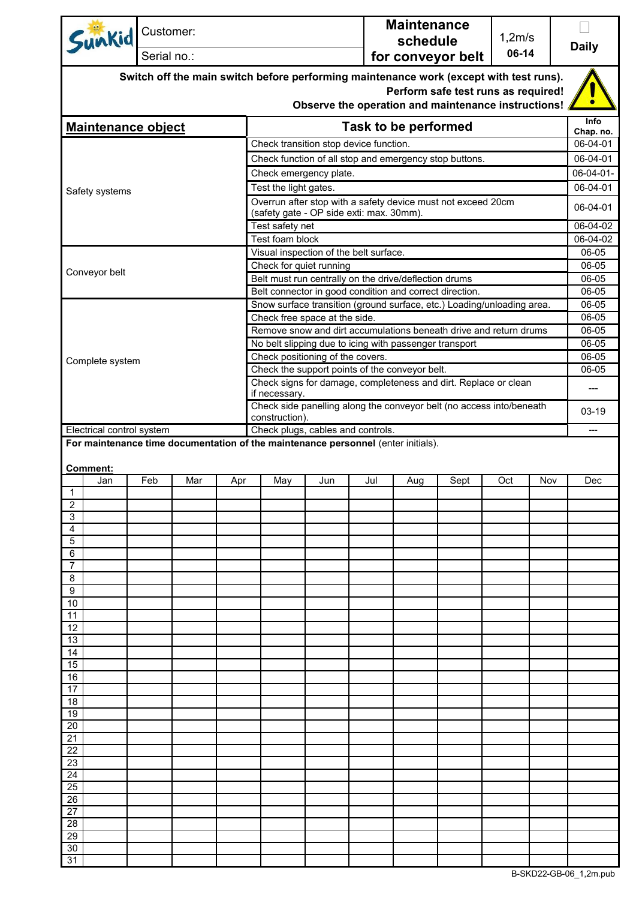| Sunkid | Customer: | Maintenance schedule for conveyor belt | 1,2m/s | Daily |
|---|---|---|---|---|
| | Serial no.: | | 06-14 | |

**Switch off the main switch before performing maintenance work (except with test runs).**
**Perform safe test runs as required!**
**Observe the operation and maintenance instructions!**

| Maintenance object | Task to be performed | Info Chap. no. |
|---|---|---|
| Safety systems | Check transition stop device function. | 06-04-01 |
| | Check function of all stop and emergency stop buttons. | 06-04-01 |
| | Check emergency plate. | 06-04-01- |
| | Test the light gates. | 06-04-01 |
| | Overrun after stop with a safety device must not exceed 20cm (safety gate - OP side exti: max. 30mm). | 06-04-01 |
| | Test safety net | 06-04-02 |
| | Test foam block | 06-04-02 |
| Conveyor belt | Visual inspection of the belt surface. | 06-05 |
| | Check for quiet running | 06-05 |
| | Belt must run centrally on the drive/deflection drums | 06-05 |
| | Belt connector in good condition and correct direction. | 06-05 |
| Complete system | Snow surface transition (ground surface, etc.) Loading/unloading area. | 06-05 |
| | Check free space at the side. | 06-05 |
| | Remove snow and dirt accumulations beneath drive and return drums | 06-05 |
| | No belt slipping due to icing with passenger transport | 06-05 |
| | Check positioning of the covers. | 06-05 |
| | Check the support points of the conveyor belt. | 06-05 |
| | Check signs for damage, completeness and dirt. Replace or clean if necessary. | --- |
| | Check side panelling along the conveyor belt (no access into/beneath construction). | 03-19 |
| Electrical control system | Check plugs, cables and controls. | --- |

**For maintenance time documentation of the maintenance personnel** (enter initials).

**Comment:**

| | Jan | Feb | Mar | Apr | May | Jun | Jul | Aug | Sept | Oct | Nov | Dec |
|---|---|---|---|---|---|---|---|---|---|---|---|---|
| 1 | | | | | | | | | | | | |
| 2 | | | | | | | | | | | | |
| 3 | | | | | | | | | | | | |
| 4 | | | | | | | | | | | | |
| 5 | | | | | | | | | | | | |
| 6 | | | | | | | | | | | | |
| 7 | | | | | | | | | | | | |
| 8 | | | | | | | | | | | | |
| 9 | | | | | | | | | | | | |
| 10 | | | | | | | | | | | | |
| 11 | | | | | | | | | | | | |
| 12 | | | | | | | | | | | | |
| 13 | | | | | | | | | | | | |
| 14 | | | | | | | | | | | | |
| 15 | | | | | | | | | | | | |
| 16 | | | | | | | | | | | | |
| 17 | | | | | | | | | | | | |
| 18 | | | | | | | | | | | | |
| 19 | | | | | | | | | | | | |
| 20 | | | | | | | | | | | | |
| 21 | | | | | | | | | | | | |
| 22 | | | | | | | | | | | | |
| 23 | | | | | | | | | | | | |
| 24 | | | | | | | | | | | | |
| 25 | | | | | | | | | | | | |
| 26 | | | | | | | | | | | | |
| 27 | | | | | | | | | | | | |
| 28 | | | | | | | | | | | | |
| 29 | | | | | | | | | | | | |
| 30 | | | | | | | | | | | | |
| 31 | | | | | | | | | | | | |

B-SKD22-GB-06_1,2m.pub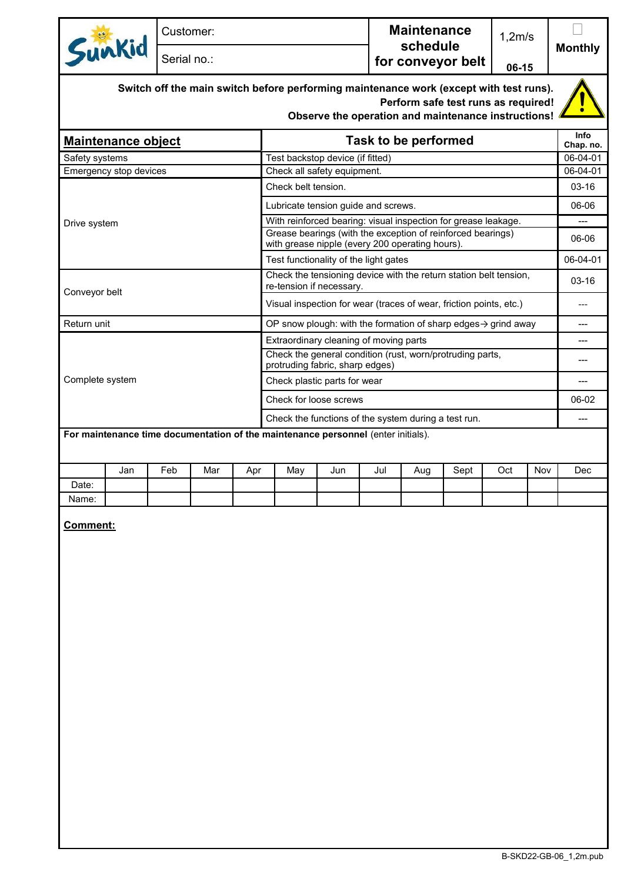| Sunkid | Customer: | Maintenance schedule for conveyor belt | 1,2m/s | Monthly |
|---|---|---|---|---|
| | Serial no.: | | 06-15 | |

**Switch off the main switch before performing maintenance work (except with test runs).**
**Perform safe test runs as required!**
**Observe the operation and maintenance instructions!**

| Maintenance object | Task to be performed | Info Chap. no. |
|---|---|---|
| Safety systems | Test backstop device (if fitted) | 06-04-01 |
| Emergency stop devices | Check all safety equipment. | 06-04-01 |
| Drive system | Check belt tension. | 03-16 |
| | Lubricate tension guide and screws. | 06-06 |
| | With reinforced bearing: visual inspection for grease leakage. | --- |
| | Grease bearings (with the exception of reinforced bearings) with grease nipple (every 200 operating hours). | 06-06 |
| | Test functionality of the light gates | 06-04-01 |
| Conveyor belt | Check the tensioning device with the return station belt tension, re-tension if necessary. | 03-16 |
| | Visual inspection for wear (traces of wear, friction points, etc.) | --- |
| Return unit | OP snow plough: with the formation of sharp edges→ grind away | --- |
| Complete system | Extraordinary cleaning of moving parts | --- |
| | Check the general condition (rust, worn/protruding parts, protruding fabric, sharp edges) | --- |
| | Check plastic parts for wear | --- |
| | Check for loose screws | 06-02 |
| | Check the functions of the system during a test run. | --- |

**For maintenance time documentation of the maintenance personnel** (enter initials).

| | Jan | Feb | Mar | Apr | May | Jun | Jul | Aug | Sept | Oct | Nov | Dec |
|---|---|---|---|---|---|---|---|---|---|---|---|---|
| Date: | | | | | | | | | | | | |
| Name: | | | | | | | | | | | | |

**Comment:**

B-SKD22-GB-06_1,2m.pub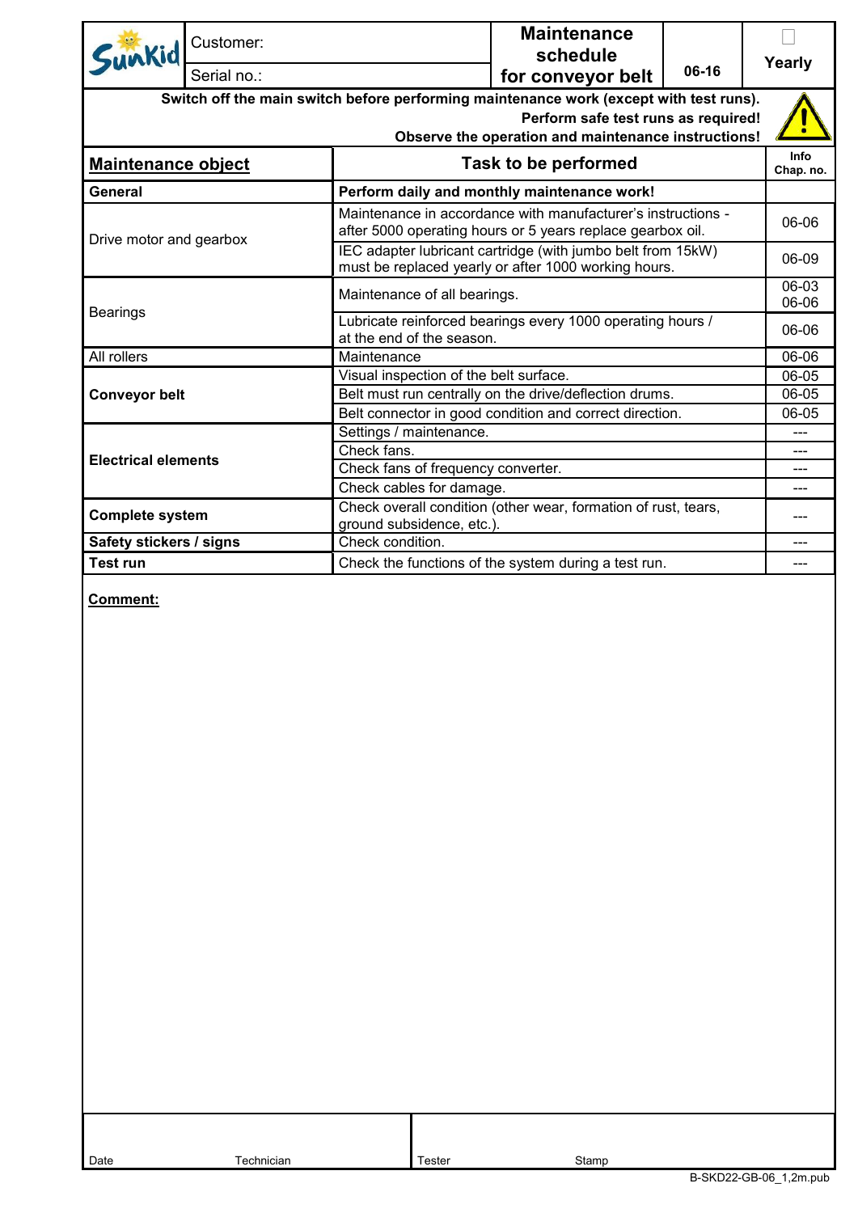| Sunkid | Customer: | Maintenance schedule for conveyor belt | 06-16 | ☐ Yearly |
|---|---|---|---|---|
| | Serial no.: | | | |

**Switch off the main switch before performing maintenance work (except with test runs).**
**Perform safe test runs as required!**
**Observe the operation and maintenance instructions!**

| Maintenance object | Task to be performed | Info Chap. no. |
|---|---|---|
| **General** | **Perform daily and monthly maintenance work!** | |
| Drive motor and gearbox | Maintenance in accordance with manufacturer's instructions - after 5000 operating hours or 5 years replace gearbox oil. | 06-06 |
| | IEC adapter lubricant cartridge (with jumbo belt from 15kW) must be replaced yearly or after 1000 working hours. | 06-09 |
| Bearings | Maintenance of all bearings. | 06-03 06-06 |
| | Lubricate reinforced bearings every 1000 operating hours / at the end of the season. | 06-06 |
| All rollers | Maintenance | 06-06 |
| **Conveyor belt** | Visual inspection of the belt surface. | 06-05 |
| | Belt must run centrally on the drive/deflection drums. | 06-05 |
| | Belt connector in good condition and correct direction. | 06-05 |
| **Electrical elements** | Settings / maintenance. | --- |
| | Check fans. | --- |
| | Check fans of frequency converter. | --- |
| | Check cables for damage. | --- |
| **Complete system** | Check overall condition (other wear, formation of rust, tears, ground subsidence, etc.). | --- |
| **Safety stickers / signs** | Check condition. | --- |
| **Test run** | Check the functions of the system during a test run. | --- |

**Comment:**

| Date | Technician | Tester | Stamp |
|---|---|---|---|
| | | | |

B-SKD22-GB-06_1,2m.pub